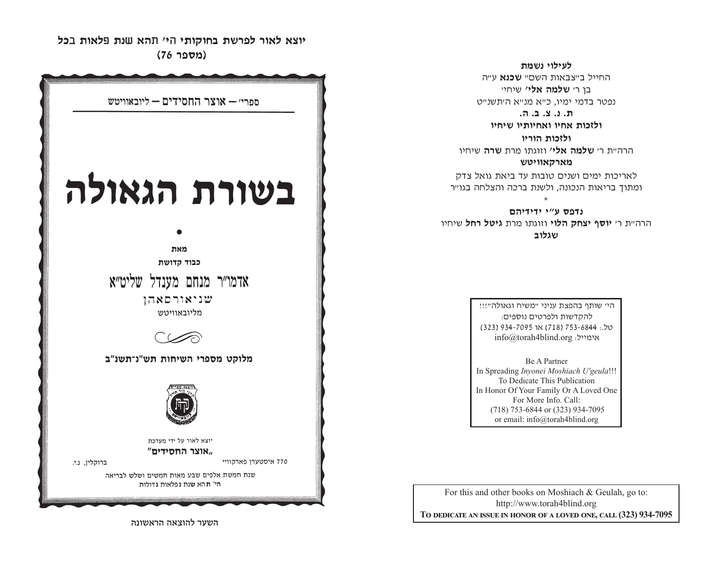יוצא לאור לפרשת בחוקותי הי' תהא שנת פלאות בכל
(מספר 76)

ספרי' — **אוצר החסידים** — ליובאוויטש

# בשורת הגאולה

•

**מאת**

**כבוד קדושת**

אדמו"ר מנחם מענדל שליט"א

שניאורסאהן

מליובאוויטש

**מלוקט מספרי השיחות תש"נ-תשנ"ב**

יוצא לאור על ידי מערכת

**"אוצר החסידים"**

770 איסטערן פארקוויי ברוקלין, נ.י.

שנת חמשת אלפים שבע מאות חמשים ושלש לבריאה

הי' תהא שנת נפלאות גדולות

השער להוצאה הראשונה

---

**לעילוי נשמת**

החייל ב"צבאות השם" **שכנא** ע"ה

בן ר' **שלמה אלי'** שיחי'

נפטר בדמי ימיו, כ"א מנ"א ה'תשנ"ט

**ת. נ. צ. ב. ה.**

**ולזכות אחיו ואחיותיו שיחיו**

**ולזכות הוריו**

הרה"ת ר' **שלמה אלי'** וזוגתו מרת **שרה** שיחיו

**מארקאוויטש**

לאריכות ימים ושנים טובות עד ביאת גואל צדק

ומתוך בריאות הנכונה, ולשנת ברכה והצלחה בגו"ר

*

**נדפס ע"י ידידיהם**

הרה"ת ר' **יוסף יצחק הלוי** וזוגתו מרת **גיטל רחל** שיחיו

**שגלוב**

הי' שותף בהפצת עניני "משיח וגאולה"!!!

להקדשות ולפרטים נוספים:

טל.: 753-6844 (718) או 934-7095 (323)

אימייל: info@torah4blind.org

Be A Partner
In Spreading *Inyonei Moshiach U'geula*!!!
To Dedicate This Publication
In Honor Of Your Family Or A Loved One
For More Info. Call:
(718) 753-6844 or (323) 934-7095
or email: info@torah4blind.org

For this and other books on Moshiach & Geulah, go to:
http://www.torah4blind.org
**To dedicate an issue in honor of a loved one, call (323) 934-7095**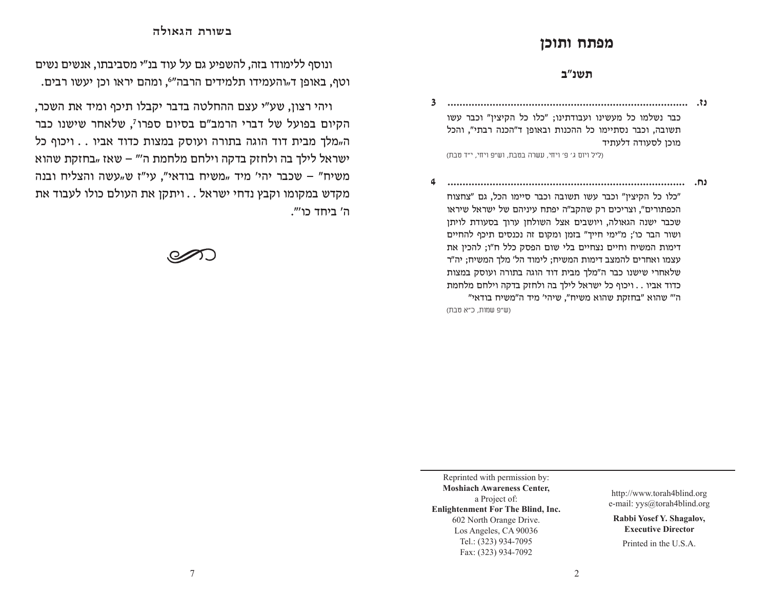ונוסף ללימודו בזה, להשפיע גם על עוד בנ"י מסביבתו, אנשים נשים וטף, באופן ד"והעמידו תלמידים הרבה"[6], ומהם יראו וכן יעשו רבים.

ויהי רצון, שע"י עצם ההחלטה בדבר יקבלו תיכף ומיד את השכר, הקיום בפועל של דברי הרמב"ם בסיום ספרו[7], שלאחר שישנו כבר ה"מלך מבית דוד הוגה בתורה ועוסק במצות כדוד אביו . . ויכוף כל ישראל לילך בה ולחזק בדקה וילחם מלחמת ה'" – שאז "בחזקת שהוא משיח" – שכבר יהי' מיד "משיח בודאי", עי"ז ש"עשה והצליח ובנה מקדש במקומו וקבץ נדחי ישראל . . ויתקן את העולם כולו לעבוד את ה' ביחד כו'".

# מפתח ותוכן

## תשנ"ב

**נז.** ................................................................................ 3

כבר נשלמו כל מעשינו ועבודתינו; "כלו כל הקיצין" וכבר עשו תשובה, וכבר נסתיימו כל ההכנות ובאופן ד"הכנה רבתי", והכל מוכן לסעודה דלעתיד

(ליל ויום ג' פ' ויחי, עשרה בטבת, וש"פ ויחי, י"ד טבת)

**נח.** ................................................................................ 4

"כלו כל הקיצין" וכבר עשו תשובה וכבר סיימו הכל, גם "צחצוח הכפתורים", וצריכים רק שהקב"ה יפתח עיניהם של ישראל שיראו שכבר ישנה הגאולה, ויושבים אצל השולחן ערוך בסעודת לויתן ושור הבר כו'; מ"ימי חייך" בזמן ומקום זה נכנסים תיכף להחיים דימות המשיח וחיים נצחיים בלי שום הפסק כלל ח"ו; להכין את עצמו ואחרים להמצב דימות המשיח; לימוד הל' מלך המשיח; יה"ר שלאחרי שישנו כבר ה"מלך מבית דוד הוגה בתורה ועוסק במצות כדוד אביו . . ויכוף כל ישראל לילך בה ולחזק בדקה וילחם מלחמת ה'" שהוא "בחזקת שהוא משיח", שיהי' מיד ה"משיח בודאי"

(ש"פ שמות, כ"א טבת)

Reprinted with permission by:
**Moshiach Awareness Center,**
a Project of:
**Enlightenment For The Blind, Inc.**
602 North Orange Drive.
Los Angeles, CA 90036
Tel.: (323) 934-7095
Fax: (323) 934-7092

http://www.torah4blind.org
e-mail: yys@torah4blind.org

**Rabbi Yosef Y. Shagalov,**
**Executive Director**

Printed in the U.S.A.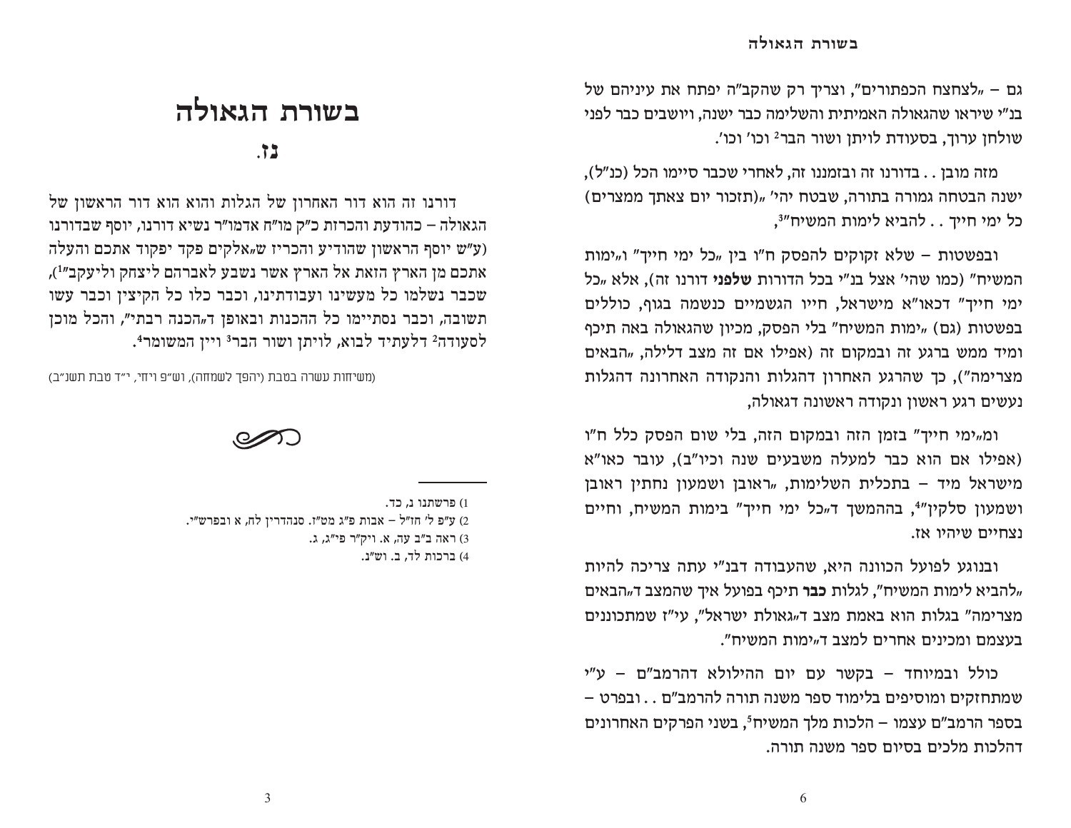# בשורת הגאולה

## נז.

דורנו זה הוא דור האחרון של הגלות והוא הוא דור ראשון של הגאולה – כהודעת והכרזת כ"ק מו"ח אדמו"ר נשיא דורנו, יוסף שבדורנו (ע"ש יוסף הראשון שהודיע והכריז ש"אלקים פקד יפקוד אתכם והעלה אתכם מן הארץ הזאת אל הארץ אשר נשבע לאברהם ליצחק וליעקב"[1]), שכבר נשלמו כל מעשינו ועבודתינו, וכבר כלו כל הקיצין וכבר עשו תשובה, וכבר נסתיימו כל ההכנות ובאופן ד"הכנה רבתי", והכל מוכן לסעודה[2] דלעתיד לבוא, לויתן ושור הבר[3] ויין המשומר[4].

(משיחות עשרה בטבת (יהפך לשמחה), וש"פ ויחי, י"ד טבת תשנ"ב)

---

1) פרשתנו נ, כד.

2) ע"פ ל' חז"ל – אבות פ"ג מט"ז. סנהדרין לח, א ובפרש"י.

3) ראה ב"ב עה, א. ויק"ר פי"ג, ג.

4) ברכות לד, ב. וש"נ.

---

גם – "לצחצח הכפתורים", וצריך רק שהקב"ה יפתח את עיניהם של בנ"י שיראו שהגאולה האמיתית והשלימה כבר ישנה, ויושבים כבר לפני שולחן ערוך, בסעודת לויתן ושור הבר[2] וכו' וכו'.

מזה מובן . . בדורנו זה ובזמננו זה, לאחרי שכבר סיימו הכל (כנ"ל), ישנה הבטחה גמורה בתורה, שבטח יהי' "(תזכור יום צאתך ממצרים) כל ימי חייך . . להביא לימות המשיח"[3],

ובפשטות – שלא זקוקים להפסק ח"ו בין "כל ימי חייך" ו"ימות המשיח" (כמו שהי' אצל בנ"י בכל הדורות **שלפני** דורנו זה), אלא "כל ימי חייך" דכאו"א מישראל, חייו הגשמיים כנשמה בגוף, כוללים בפשטות (גם) "ימות המשיח" בלי הפסק, מכיון שהגאולה באה תיכף ומיד ממש ברגע זה ובמקום זה (אפילו אם זה מצב דלילה, "הבאים מצרימה"), כך שהרגע האחרון דהגלות והנקודה האחרונה דהגלות נעשים רגע ראשון ונקודה ראשונה דגאולה,

ומ"ימי חייך" בזמן הזה ובמקום הזה, בלי שום הפסק כלל ח"ו (אפילו אם הוא כבר למעלה משבעים שנה וכיו"ב), עובר כאו"א מישראל מיד – בתכלית השלימות, "ראובן ושמעון נחתין ראובן ושמעון סלקין"[4], בההמשך ד"כל ימי חייך" בימות המשיח, וחיים נצחיים שיהיו אז.

ובנוגע לפועל הכוונה היא, שהעבודה דבנ"י עתה צריכה להיות "להביא לימות המשיח", לגלות **כבר** תיכף בפועל איך שהמצב ד"הבאים מצרימה" בגלות הוא באמת מצב ד"גאולת ישראל", עי"ז שמתכוננים בעצמם ומכינים אחרים למצב ד"ימות המשיח".

כולל ובמיוחד – בקשר עם יום ההילולא דהרמב"ם – ע"י שמתחזקים ומוסיפים בלימוד ספר משנה תורה להרמב"ם . . ובפרט – בספר הרמב"ם עצמו – הלכות מלך המשיח[5], בשני הפרקים האחרונים דהלכות מלכים בסיום ספר משנה תורה.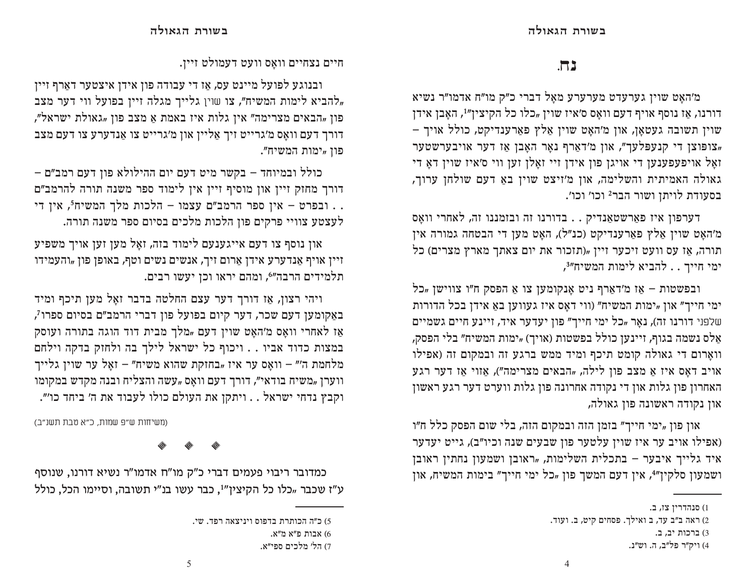# נח.

מ'האָט שוין גערעדט מערערע מאָל דברי כ"ק מו"ח אדמו"ר נשיא דורנו, אַז נוסף אויף דעם וואָס ס'איז שוין "כלו כל הקיצין"[1], האָבן אידן שוין תשובה געטאָן, און מ'האָט שוין אַלץ פאַרענדיקט, כולל אויך – "צופוצן די קנעפּלעך", און מ'דאַרף נאָר האָבן אַז דער אויבערשטער זאָל אויפעפענען די אויגן פון אידן זיי זאָלן זען ווי ס'איז שוין דאָ די גאולה האמיתית והשלימה, און מ'זיצט שוין בײַ דעם שולחן ערוך, בסעודת לויתן ושור הבר[2] וכו' וכו'.

דערפון איז פאַרשטאַנדיק . . בדורנו זה ובזמננו זה, לאחרי וואָס מ'האָט שוין אַלץ פאַרענדיקט (כנ"ל), האָט מען די הבטחה גמורה אין תורה, אַז עס וועט זיכער זיין "(תזכור את יום צאתך מארץ מצרים) כל ימי חייך . . להביא לימות המשיח"[3],

ובפשטות – אַז מ'דאַרף ניט אָנקומען צו אַ הפסק ח"ו צווישן "כל ימי חייך" און "ימות המשיח" (ווי דאָס איז געווען בײַ אידן בכל הדורות שלפני דורנו זה), נאָר "כל ימי חייך" פון יעדער איד, זיינע חיים גשמיים אַלס נשמה בגוף, זיינען כולל בפשטות (אויך) "ימות המשיח" בלי הפסק, וואָרום די גאולה קומט תיכף ומיד ממש ברגע זה ובמקום זה (אפילו אויב דאָס איז אַ מצב פון לילה, "הבאים מצרימה"), אַזוי אַז דער רגע האחרון פון גלות און די נקודה אחרונה פון גלות ווערט דער רגע ראשון און נקודה ראשונה פון גאולה,

און פון "ימי חייך" בזמן הזה ובמקום הזה, בלי שום הפסק כלל ח"ו (אפילו אויב ער איז שוין עלטער פון שבעים שנה וכיו"ב), גייט יעדער איד גלייך איבער – בתכלית השלימות, "ראובן ושמעון נחתין ראובן ושמעון סלקין"[4], אין דעם המשך פון "כל ימי חייך" בימות המשיח, און חיים נצחיים וואָס וועט דעמולט זיין.

ובנוגע לפועל מיינט עס, אַז די עבודה פון אידן איצטער דאַרף זיין "להביא לימות המשיח", צו שוין גלייך מגלה זיין בפועל ווי דער מצב פון "הבאים מצרימה" אין גלות איז באמת אַ מצב פון "גאולת ישראל", דורך דעם וואָס מ'גרייט זיך אַליין און מ'גרייט צו אַנדערע צו דעם מצב פון "ימות המשיח".

כולל ובמיוחד – בקשר מיט דעם יום ההילולא פון דעם רמב"ם – דורך מחזק זיין און מוסיף זיין אין לימוד ספר משנה תורה להרמב"ם . . ובפרט – אין ספר הרמב"ם עצמו – הלכות מלך המשיח[5], אין די לעצטע צוויי פרקים פון הלכות מלכים בסיום ספר משנה תורה.

און נוסף צו דעם אייגענעם לימוד בזה, זאָל מען זען אויך משפיע זיין אויף אַנדערע אידן אַרום זיך, אנשים נשים וטף, באופן פון "והעמידו תלמידים הרבה"[6], ומהם יראו וכן יעשו רבים.

ויהי רצון, אַז דורך דער עצם החלטה בדבר זאָל מען תיכף ומיד באַקומען דעם שכר, דער קיום בפועל פון דברי הרמב"ם בסיום ספרו[7], אַז לאחרי וואָס מ'האָט שוין דעם "מלך מבית דוד הוגה בתורה ועוסק במצות כדוד אביו . . ויכוף כל ישראל לילך בה ולחזק בדקה וילחם מלחמת ה'" – וואָס ער איז "בחזקת שהוא משיח" – זאָל ער שוין גלייך ווערן "משיח בודאי", דורך דעם וואָס "עשה והצליח ובנה מקדש במקומו וקבץ נדחי ישראל . . ויתקן את העולם כולו לעבוד את ה' ביחד כו'".

(משיחות ש"פ שמות, כ"א טבת תשנ"ב)

◈ ◈ ◈

כמדובר ריבוי פעמים דברי כ"ק מו"ח אדמו"ר נשיא דורנו, שנוסף ע"ז שכבר "כלו כל הקיצין"[1], כבר עשו בנ"י תשובה, וסיימו הכל, כולל

---

1) סנהדרין צז, ב.

2) ראה ב"ב עד, ב ואילך. פסחים קיט, ב. ועוד.

3) ברכות יב, ב.

4) ויק"ר פל"ב, ה. וש"נ.

5) כ"ה הכותרת בדפוס ויניצאה רפד. שי.

6) אבות פ"א מ"א.

7) הל' מלכים ספי"א.